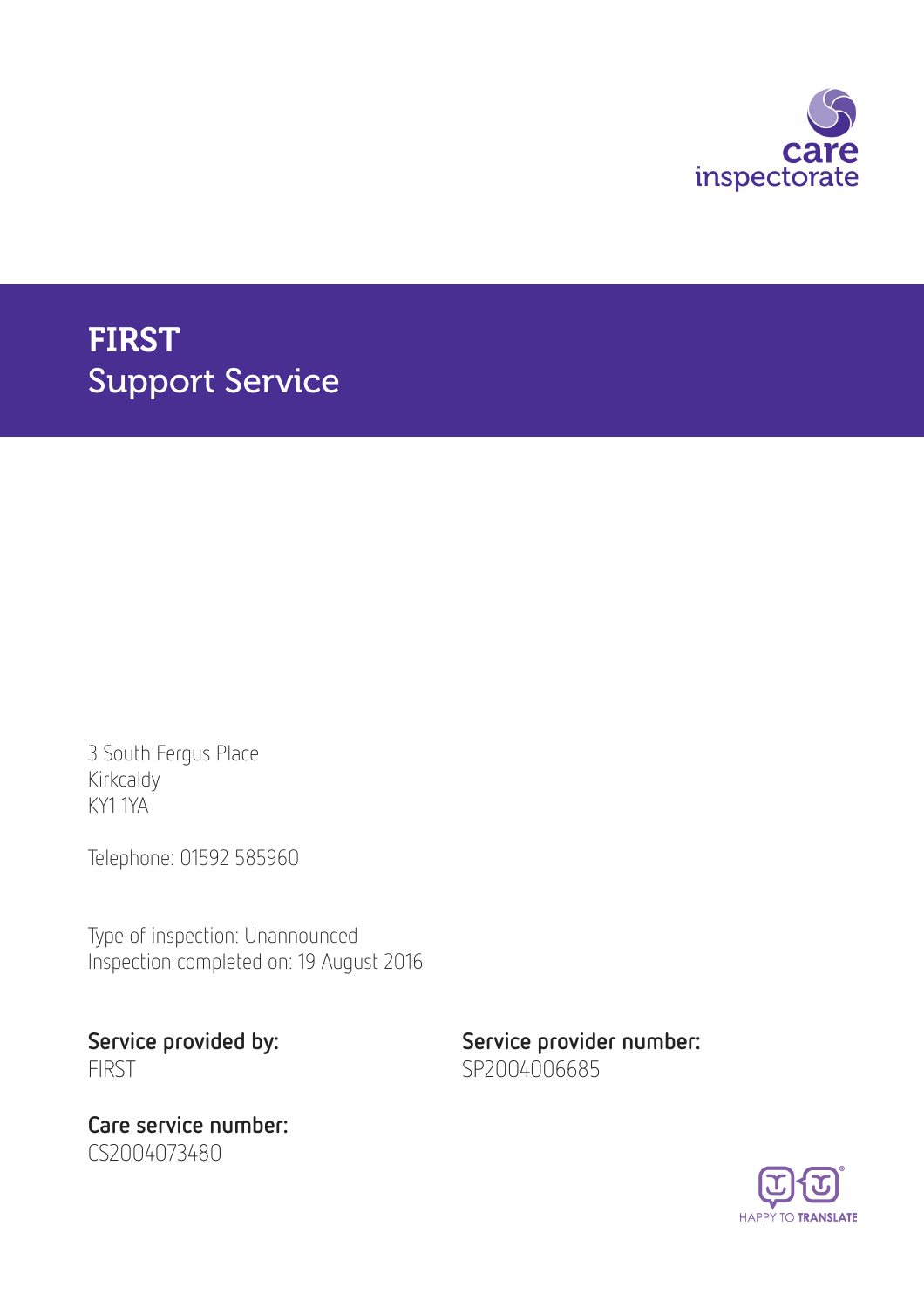# FIRST
## Support Service

3 South Fergus Place
Kirkcaldy
KY1 1YA

Telephone: 01592 585960

Type of inspection: Unannounced
Inspection completed on: 19 August 2016

**Service provided by:**
FIRST

**Service provider number:**
SP2004006685

**Care service number:**
CS2004073480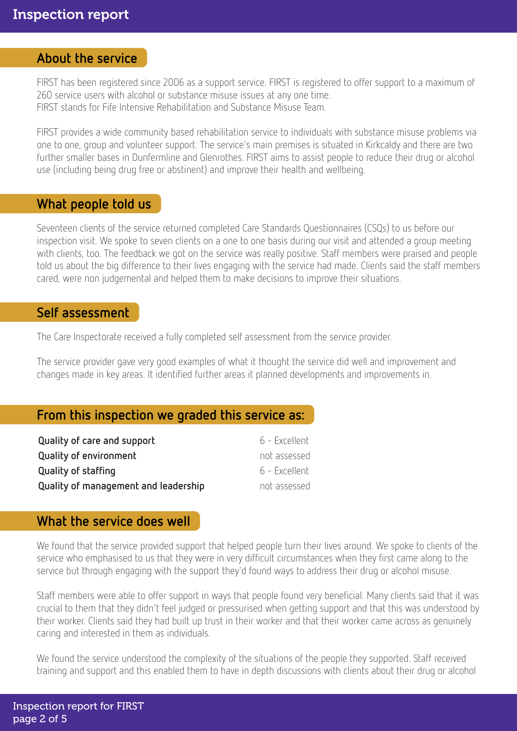## About the service

FIRST has been registered since 2006 as a support service. FIRST is registered to offer support to a maximum of 260 service users with alcohol or substance misuse issues at any one time.
FIRST stands for Fife Intensive Rehabilitation and Substance Misuse Team.

FIRST provides a wide community based rehabilitation service to individuals with substance misuse problems via one to one, group and volunteer support. The service's main premises is situated in Kirkcaldy and there are two further smaller bases in Dunfermline and Glenrothes. FIRST aims to assist people to reduce their drug or alcohol use (including being drug free or abstinent) and improve their health and wellbeing.

## What people told us

Seventeen clients of the service returned completed Care Standards Questionnaires (CSQs) to us before our inspection visit. We spoke to seven clients on a one to one basis during our visit and attended a group meeting with clients, too. The feedback we got on the service was really positive. Staff members were praised and people told us about the big difference to their lives engaging with the service had made. Clients said the staff members cared, were non judgemental and helped them to make decisions to improve their situations.

## Self assessment

The Care Inspectorate received a fully completed self assessment from the service provider.

The service provider gave very good examples of what it thought the service did well and improvement and changes made in key areas. It identified further areas it planned developments and improvements in.

## From this inspection we graded this service as:

| | |
|---|---|
| **Quality of care and support** | 6 - Excellent |
| **Quality of environment** | not assessed |
| **Quality of staffing** | 6 - Excellent |
| **Quality of management and leadership** | not assessed |

## What the service does well

We found that the service provided support that helped people turn their lives around. We spoke to clients of the service who emphasised to us that they were in very difficult circumstances when they first came along to the service but through engaging with the support they'd found ways to address their drug or alcohol misuse.

Staff members were able to offer support in ways that people found very beneficial. Many clients said that it was crucial to them that they didn't feel judged or pressurised when getting support and that this was understood by their worker. Clients said they had built up trust in their worker and that their worker came across as genuinely caring and interested in them as individuals.

We found the service understood the complexity of the situations of the people they supported. Staff received training and support and this enabled them to have in depth discussions with clients about their drug or alcohol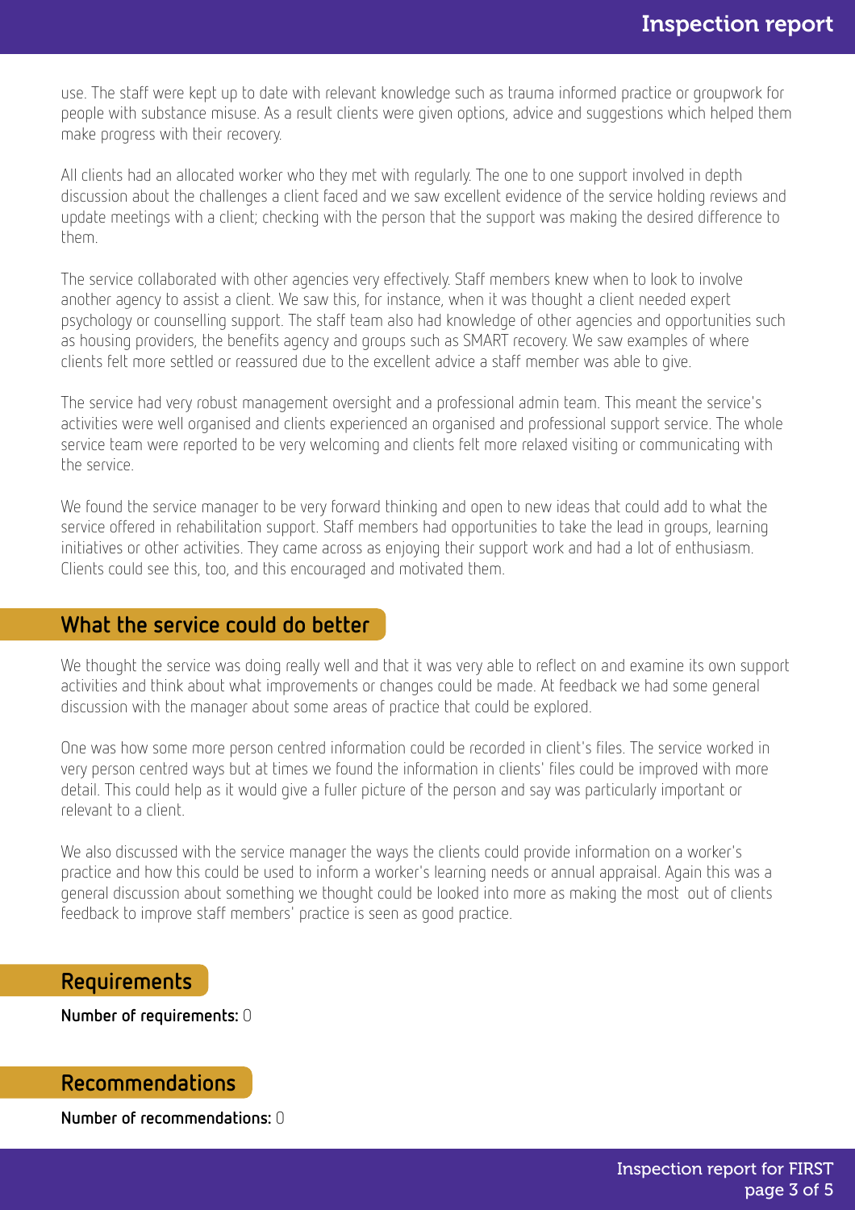use. The staff were kept up to date with relevant knowledge such as trauma informed practice or groupwork for people with substance misuse. As a result clients were given options, advice and suggestions which helped them make progress with their recovery.

All clients had an allocated worker who they met with regularly. The one to one support involved in depth discussion about the challenges a client faced and we saw excellent evidence of the service holding reviews and update meetings with a client; checking with the person that the support was making the desired difference to them.

The service collaborated with other agencies very effectively. Staff members knew when to look to involve another agency to assist a client. We saw this, for instance, when it was thought a client needed expert psychology or counselling support. The staff team also had knowledge of other agencies and opportunities such as housing providers, the benefits agency and groups such as SMART recovery. We saw examples of where clients felt more settled or reassured due to the excellent advice a staff member was able to give.

The service had very robust management oversight and a professional admin team. This meant the service's activities were well organised and clients experienced an organised and professional support service. The whole service team were reported to be very welcoming and clients felt more relaxed visiting or communicating with the service.

We found the service manager to be very forward thinking and open to new ideas that could add to what the service offered in rehabilitation support. Staff members had opportunities to take the lead in groups, learning initiatives or other activities. They came across as enjoying their support work and had a lot of enthusiasm. Clients could see this, too, and this encouraged and motivated them.

## What the service could do better

We thought the service was doing really well and that it was very able to reflect on and examine its own support activities and think about what improvements or changes could be made. At feedback we had some general discussion with the manager about some areas of practice that could be explored.

One was how some more person centred information could be recorded in client's files. The service worked in very person centred ways but at times we found the information in clients' files could be improved with more detail. This could help as it would give a fuller picture of the person and say was particularly important or relevant to a client.

We also discussed with the service manager the ways the clients could provide information on a worker's practice and how this could be used to inform a worker's learning needs or annual appraisal. Again this was a general discussion about something we thought could be looked into more as making the most out of clients feedback to improve staff members' practice is seen as good practice.

## Requirements

**Number of requirements:** 0

## Recommendations

**Number of recommendations:** 0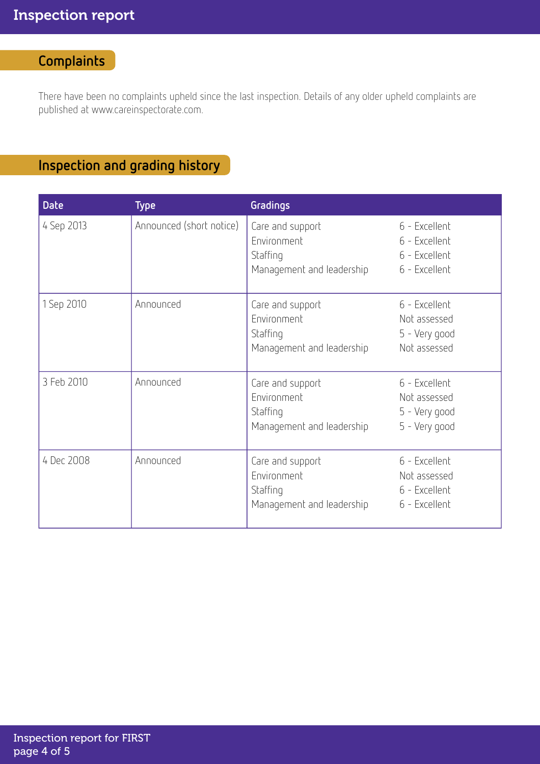## Complaints

There have been no complaints upheld since the last inspection. Details of any older upheld complaints are published at www.careinspectorate.com.

## Inspection and grading history

| Date | Type | Gradings | |
|---|---|---|---|
| 4 Sep 2013 | Announced (short notice) | Care and support<br>Environment<br>Staffing<br>Management and leadership | 6 - Excellent<br>6 - Excellent<br>6 - Excellent<br>6 - Excellent |
| 1 Sep 2010 | Announced | Care and support<br>Environment<br>Staffing<br>Management and leadership | 6 - Excellent<br>Not assessed<br>5 - Very good<br>Not assessed |
| 3 Feb 2010 | Announced | Care and support<br>Environment<br>Staffing<br>Management and leadership | 6 - Excellent<br>Not assessed<br>5 - Very good<br>5 - Very good |
| 4 Dec 2008 | Announced | Care and support<br>Environment<br>Staffing<br>Management and leadership | 6 - Excellent<br>Not assessed<br>6 - Excellent<br>6 - Excellent |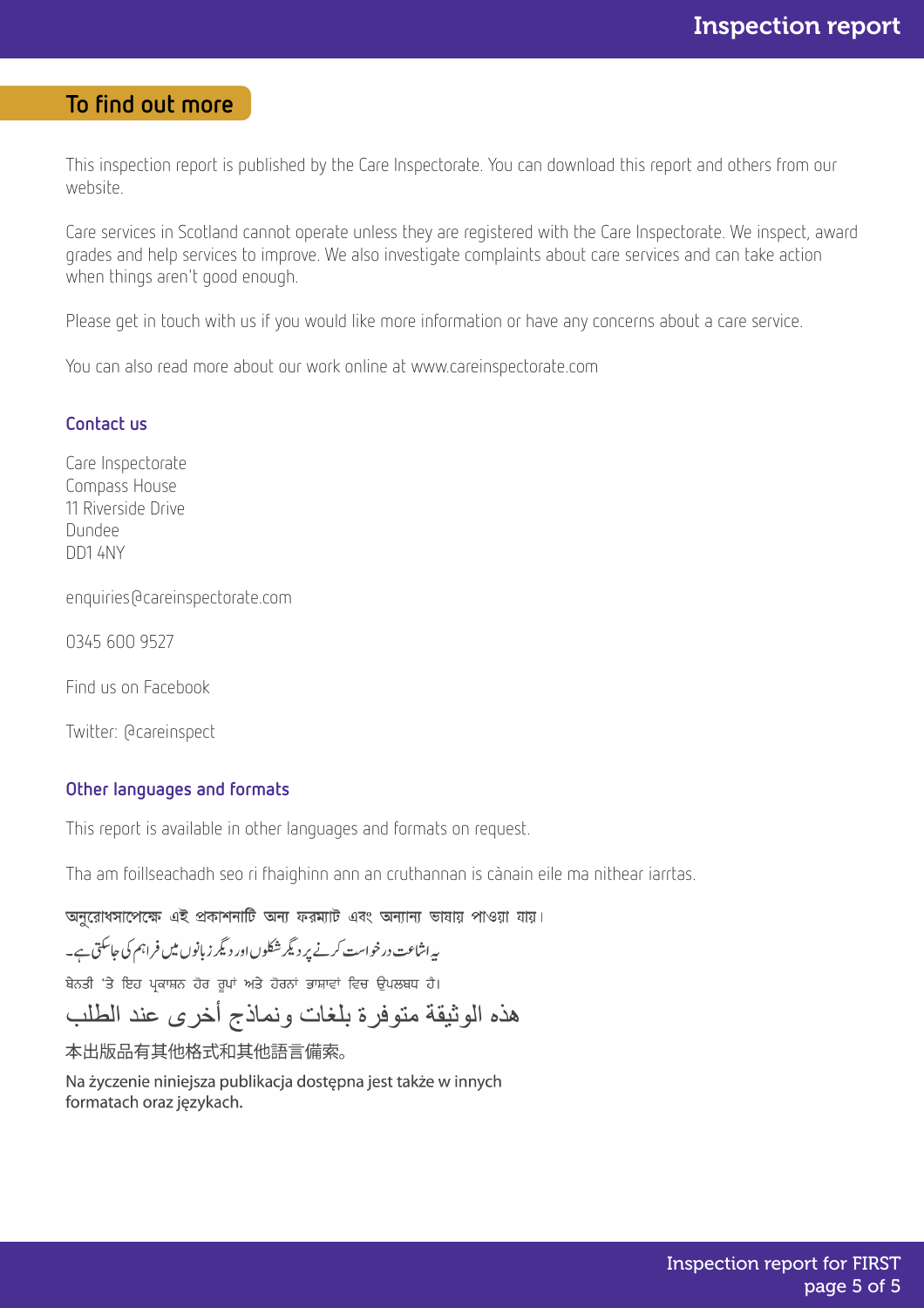## To find out more

This inspection report is published by the Care Inspectorate. You can download this report and others from our website.

Care services in Scotland cannot operate unless they are registered with the Care Inspectorate. We inspect, award grades and help services to improve. We also investigate complaints about care services and can take action when things aren't good enough.

Please get in touch with us if you would like more information or have any concerns about a care service.

You can also read more about our work online at www.careinspectorate.com

### Contact us

Care Inspectorate
Compass House
11 Riverside Drive
Dundee
DD1 4NY

enquiries@careinspectorate.com

0345 600 9527

Find us on Facebook

Twitter: @careinspect

### Other languages and formats

This report is available in other languages and formats on request.

Tha am foillseachadh seo ri fhaighinn ann an cruthannan is cànain eile ma nithear iarrtas.

অনুরোধসাপেক্ষে এই প্রকাশনাটি অন্য ফরম্যাট এবং অন্যান্য ভাষায় পাওয়া যায়।

یہ اشاعت درخواست کرنے پر دیگر شکلوں اور دیگر زبانوں میں فراہم کی جاسکتی ہے۔

ਬੇਨਤੀ 'ਤੇ ਇਹ ਪ੍ਰਕਾਸ਼ਨ ਹੋਰ ਰੂਪਾਂ ਅਤੇ ਹੋਰਨਾਂ ਭਾਸ਼ਾਵਾਂ ਵਿਚ ਉਪਲਬਧ ਹੈ।

هذه الوثيقة متوفرة بلغات ونماذج أخرى عند الطلب

本出版品有其他格式和其他語言備索。

Na życzenie niniejsza publikacja dostępna jest także w innych formatach oraz językach.